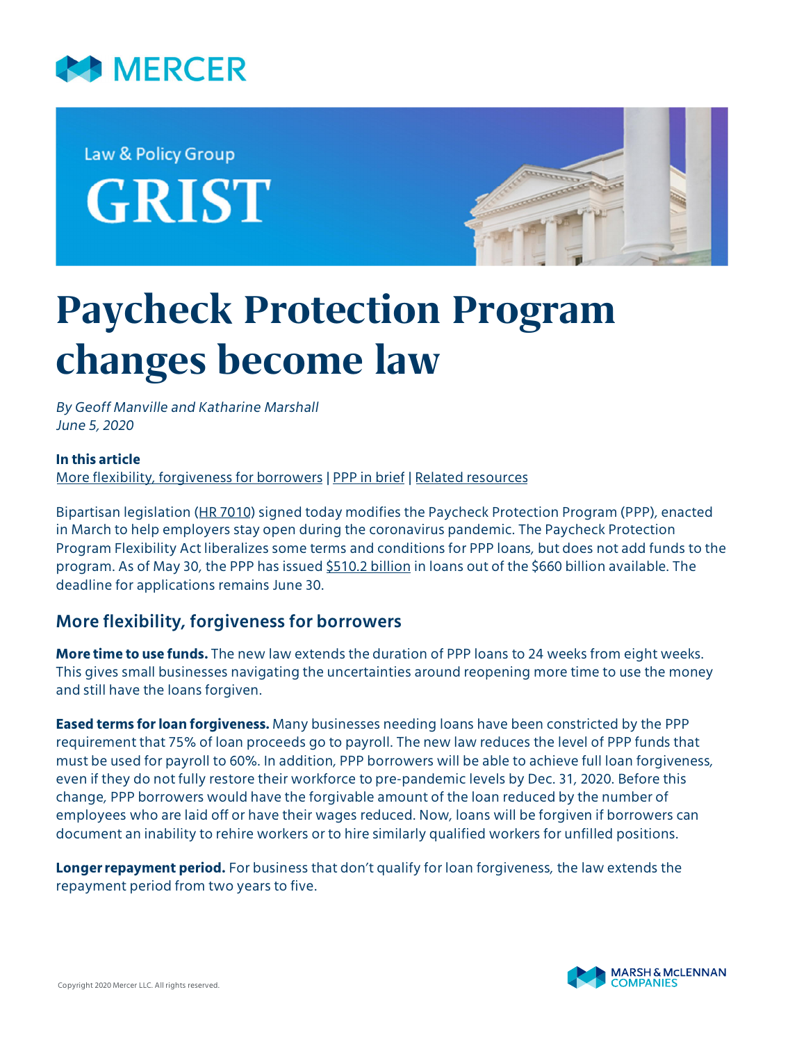MERCER

Law & Policy Group

GRIST

# Paycheck Protection Program changes become law

*By Geoff Manville and Katharine Marshall*
*June 5, 2020*

**In this article**
More flexibility, forgiveness for borrowers | PPP in brief | Related resources

Bipartisan legislation (HR 7010) signed today modifies the Paycheck Protection Program (PPP), enacted in March to help employers stay open during the coronavirus pandemic. The Paycheck Protection Program Flexibility Act liberalizes some terms and conditions for PPP loans, but does not add funds to the program. As of May 30, the PPP has issued $510.2 billion in loans out of the $660 billion available. The deadline for applications remains June 30.

## More flexibility, forgiveness for borrowers

**More time to use funds.** The new law extends the duration of PPP loans to 24 weeks from eight weeks. This gives small businesses navigating the uncertainties around reopening more time to use the money and still have the loans forgiven.

**Eased terms for loan forgiveness.** Many businesses needing loans have been constricted by the PPP requirement that 75% of loan proceeds go to payroll. The new law reduces the level of PPP funds that must be used for payroll to 60%. In addition, PPP borrowers will be able to achieve full loan forgiveness, even if they do not fully restore their workforce to pre-pandemic levels by Dec. 31, 2020. Before this change, PPP borrowers would have the forgivable amount of the loan reduced by the number of employees who are laid off or have their wages reduced. Now, loans will be forgiven if borrowers can document an inability to rehire workers or to hire similarly qualified workers for unfilled positions.

**Longer repayment period.** For business that don't qualify for loan forgiveness, the law extends the repayment period from two years to five.

Copyright 2020 Mercer LLC. All rights reserved.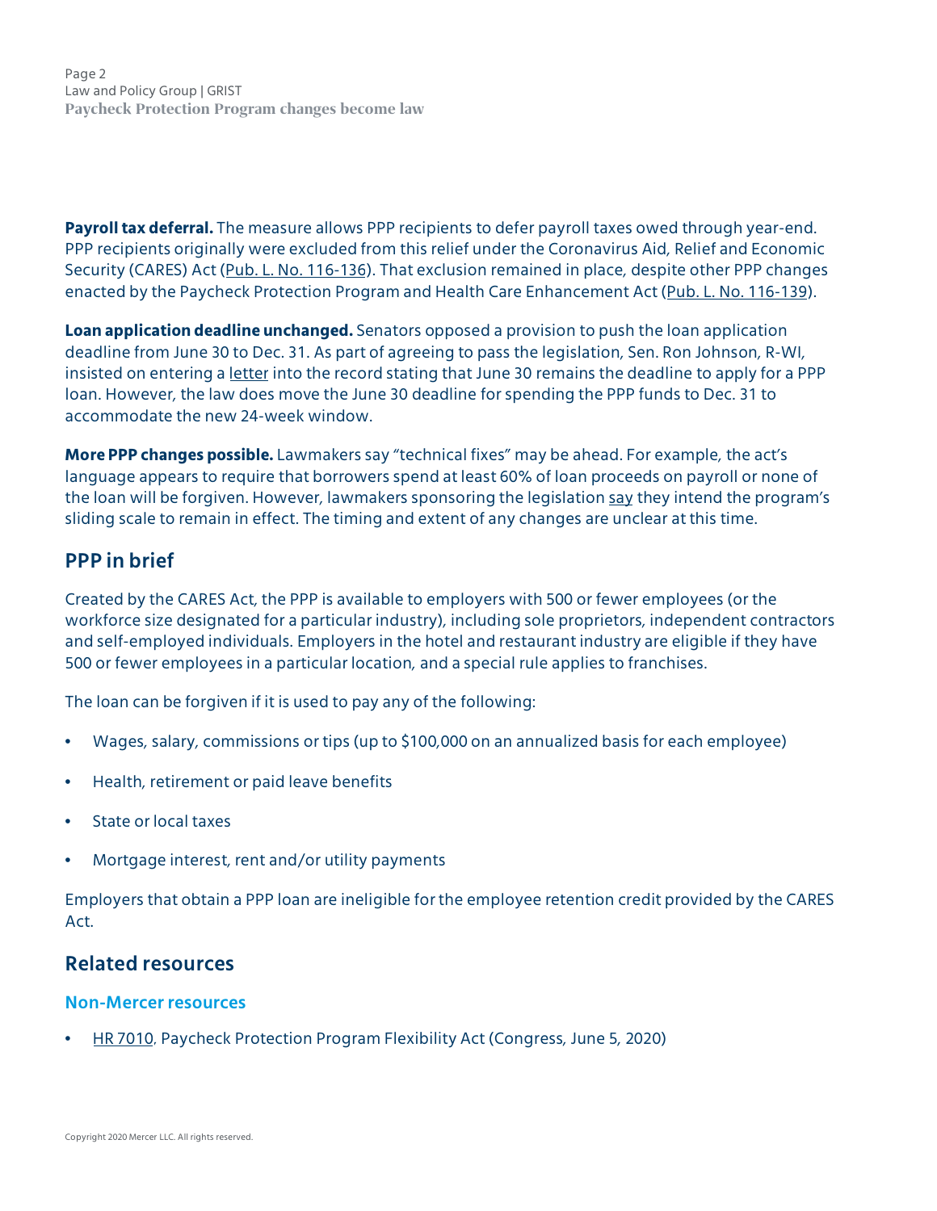**Payroll tax deferral.** The measure allows PPP recipients to defer payroll taxes owed through year-end. PPP recipients originally were excluded from this relief under the Coronavirus Aid, Relief and Economic Security (CARES) Act (Pub. L. No. 116-136). That exclusion remained in place, despite other PPP changes enacted by the Paycheck Protection Program and Health Care Enhancement Act (Pub. L. No. 116-139).

**Loan application deadline unchanged.** Senators opposed a provision to push the loan application deadline from June 30 to Dec. 31. As part of agreeing to pass the legislation, Sen. Ron Johnson, R-WI, insisted on entering a letter into the record stating that June 30 remains the deadline to apply for a PPP loan. However, the law does move the June 30 deadline for spending the PPP funds to Dec. 31 to accommodate the new 24-week window.

**More PPP changes possible.** Lawmakers say "technical fixes" may be ahead. For example, the act's language appears to require that borrowers spend at least 60% of loan proceeds on payroll or none of the loan will be forgiven. However, lawmakers sponsoring the legislation say they intend the program's sliding scale to remain in effect. The timing and extent of any changes are unclear at this time.

## PPP in brief

Created by the CARES Act, the PPP is available to employers with 500 or fewer employees (or the workforce size designated for a particular industry), including sole proprietors, independent contractors and self-employed individuals. Employers in the hotel and restaurant industry are eligible if they have 500 or fewer employees in a particular location, and a special rule applies to franchises.

The loan can be forgiven if it is used to pay any of the following:

- Wages, salary, commissions or tips (up to $100,000 on an annualized basis for each employee)
- Health, retirement or paid leave benefits
- State or local taxes
- Mortgage interest, rent and/or utility payments

Employers that obtain a PPP loan are ineligible for the employee retention credit provided by the CARES Act.

## Related resources

### Non-Mercer resources

- HR 7010, Paycheck Protection Program Flexibility Act (Congress, June 5, 2020)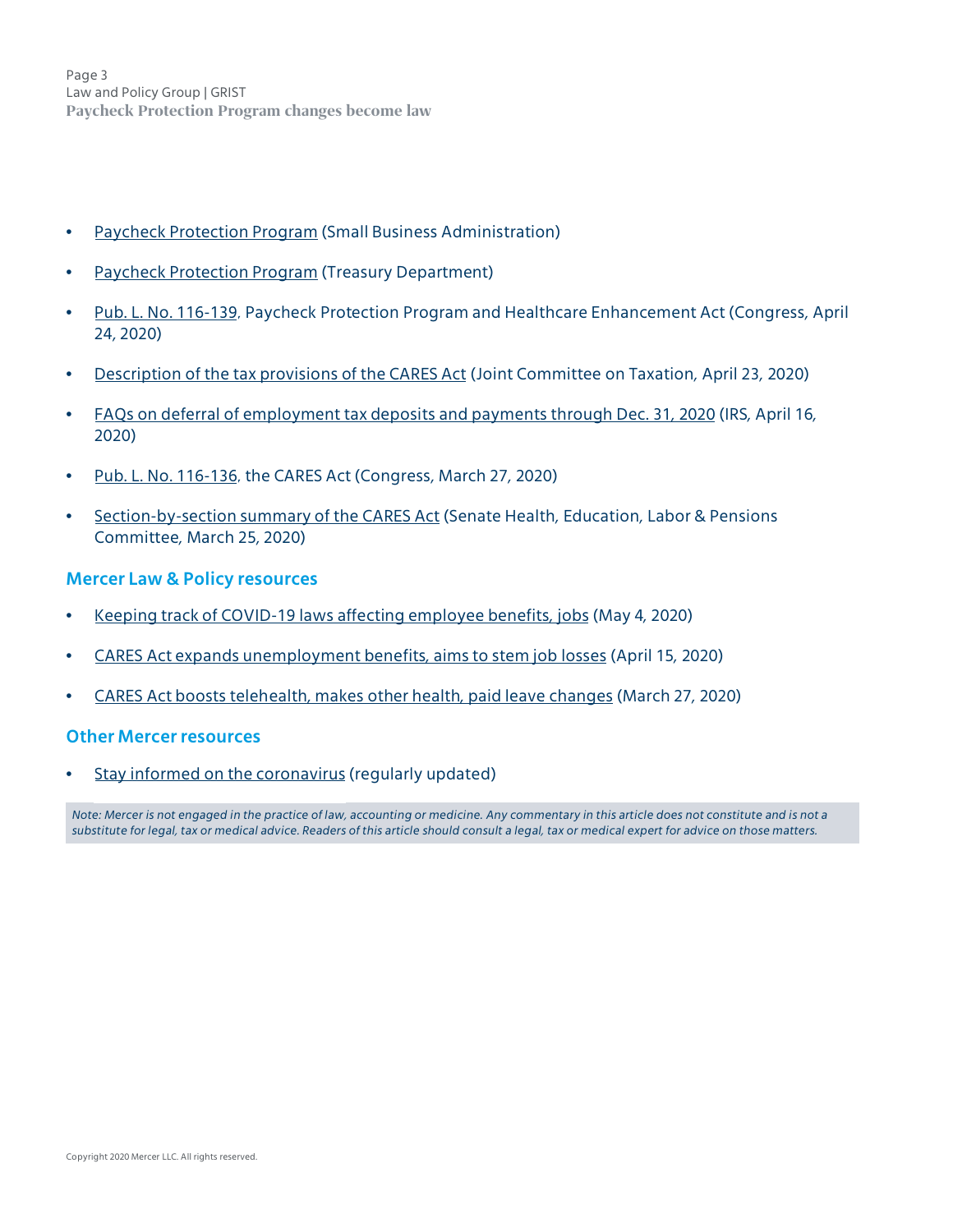- Paycheck Protection Program (Small Business Administration)
- Paycheck Protection Program (Treasury Department)
- Pub. L. No. 116-139, Paycheck Protection Program and Healthcare Enhancement Act (Congress, April 24, 2020)
- Description of the tax provisions of the CARES Act (Joint Committee on Taxation, April 23, 2020)
- FAQs on deferral of employment tax deposits and payments through Dec. 31, 2020 (IRS, April 16, 2020)
- Pub. L. No. 116-136, the CARES Act (Congress, March 27, 2020)
- Section-by-section summary of the CARES Act (Senate Health, Education, Labor & Pensions Committee, March 25, 2020)

## Mercer Law & Policy resources

- Keeping track of COVID-19 laws affecting employee benefits, jobs (May 4, 2020)
- CARES Act expands unemployment benefits, aims to stem job losses (April 15, 2020)
- CARES Act boosts telehealth, makes other health, paid leave changes (March 27, 2020)

## Other Mercer resources

- Stay informed on the coronavirus (regularly updated)

*Note: Mercer is not engaged in the practice of law, accounting or medicine. Any commentary in this article does not constitute and is not a substitute for legal, tax or medical advice. Readers of this article should consult a legal, tax or medical expert for advice on those matters.*

Copyright 2020 Mercer LLC. All rights reserved.